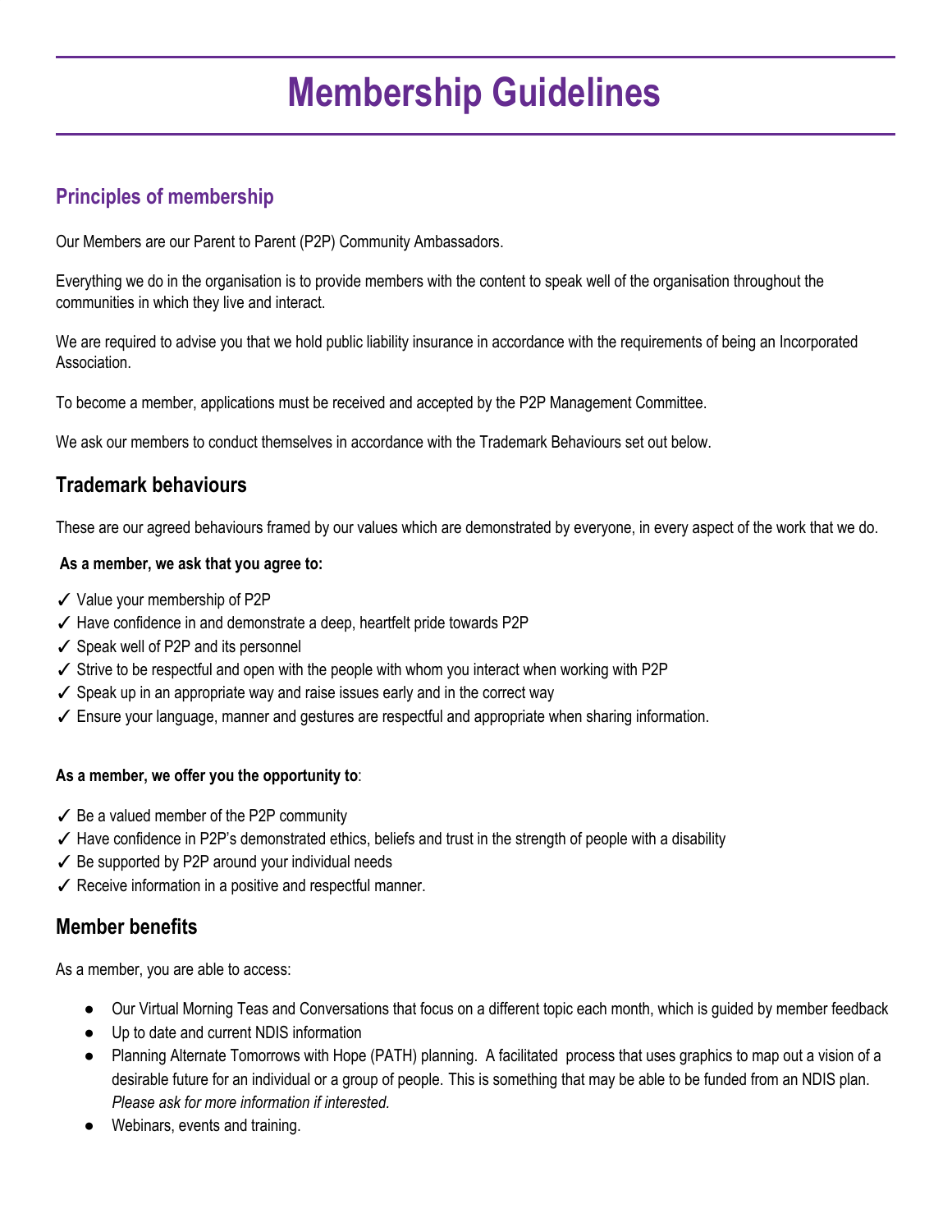# Membership Guidelines

## Principles of membership

Our Members are our Parent to Parent (P2P) Community Ambassadors.

Everything we do in the organisation is to provide members with the content to speak well of the organisation throughout the communities in which they live and interact.

We are required to advise you that we hold public liability insurance in accordance with the requirements of being an Incorporated Association.

To become a member, applications must be received and accepted by the P2P Management Committee.

We ask our members to conduct themselves in accordance with the Trademark Behaviours set out below.

## Trademark behaviours

These are our agreed behaviours framed by our values which are demonstrated by everyone, in every aspect of the work that we do.

**As a member, we ask that you agree to:**

✓ Value your membership of P2P
✓ Have confidence in and demonstrate a deep, heartfelt pride towards P2P
✓ Speak well of P2P and its personnel
✓ Strive to be respectful and open with the people with whom you interact when working with P2P
✓ Speak up in an appropriate way and raise issues early and in the correct way
✓ Ensure your language, manner and gestures are respectful and appropriate when sharing information.

**As a member, we offer you the opportunity to**:

✓ Be a valued member of the P2P community
✓ Have confidence in P2P's demonstrated ethics, beliefs and trust in the strength of people with a disability
✓ Be supported by P2P around your individual needs
✓ Receive information in a positive and respectful manner.

## Member benefits

As a member, you are able to access:

- Our Virtual Morning Teas and Conversations that focus on a different topic each month, which is guided by member feedback
- Up to date and current NDIS information
- Planning Alternate Tomorrows with Hope (PATH) planning. A facilitated process that uses graphics to map out a vision of a desirable future for an individual or a group of people. This is something that may be able to be funded from an NDIS plan. *Please ask for more information if interested.*
- Webinars, events and training.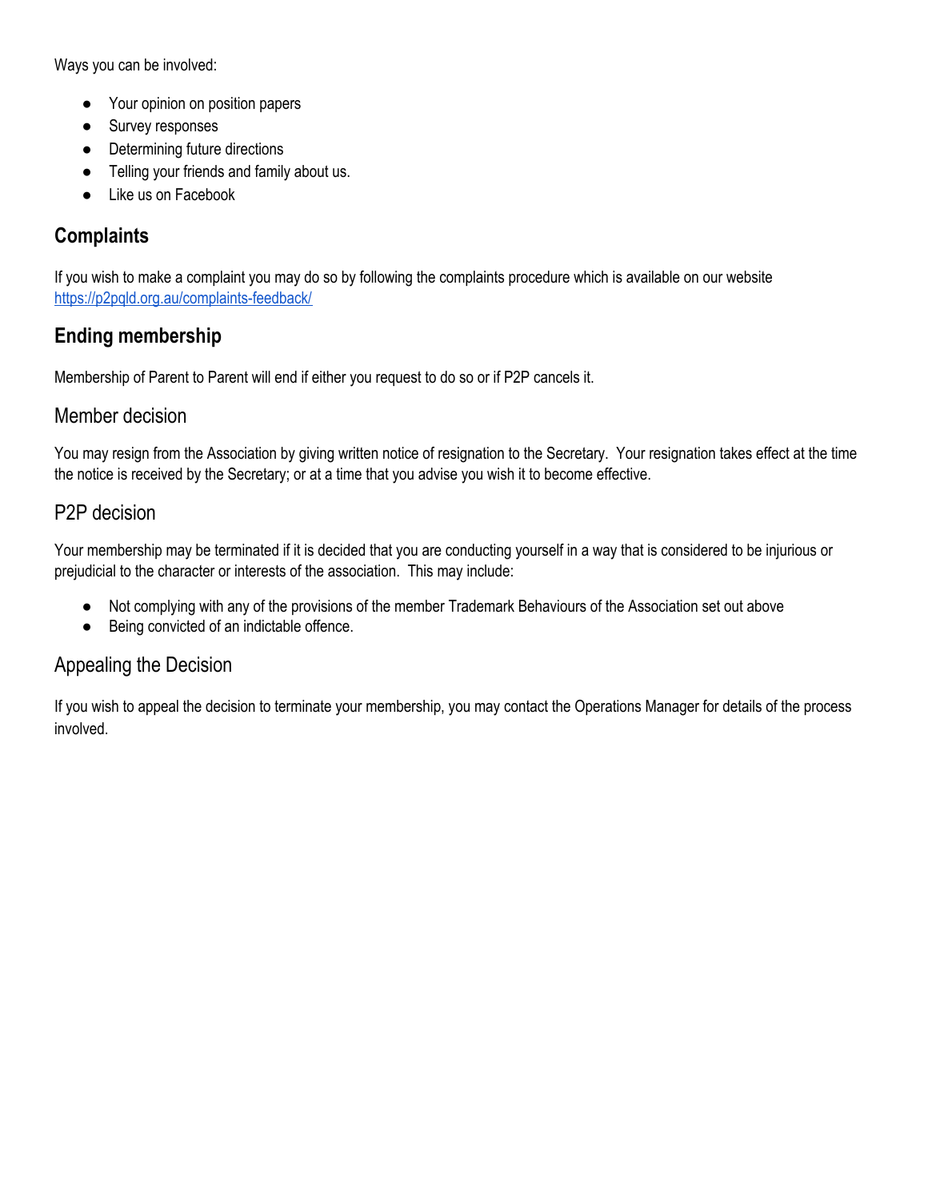Ways you can be involved:

- Your opinion on position papers
- Survey responses
- Determining future directions
- Telling your friends and family about us.
- Like us on Facebook

## Complaints

If you wish to make a complaint you may do so by following the complaints procedure which is available on our website [https://p2pqld.org.au/complaints-feedback/](https://p2pqld.org.au/complaints-feedback/)

## Ending membership

Membership of Parent to Parent will end if either you request to do so or if P2P cancels it.

### Member decision

You may resign from the Association by giving written notice of resignation to the Secretary. Your resignation takes effect at the time the notice is received by the Secretary; or at a time that you advise you wish it to become effective.

### P2P decision

Your membership may be terminated if it is decided that you are conducting yourself in a way that is considered to be injurious or prejudicial to the character or interests of the association. This may include:

- Not complying with any of the provisions of the member Trademark Behaviours of the Association set out above
- Being convicted of an indictable offence.

### Appealing the Decision

If you wish to appeal the decision to terminate your membership, you may contact the Operations Manager for details of the process involved.